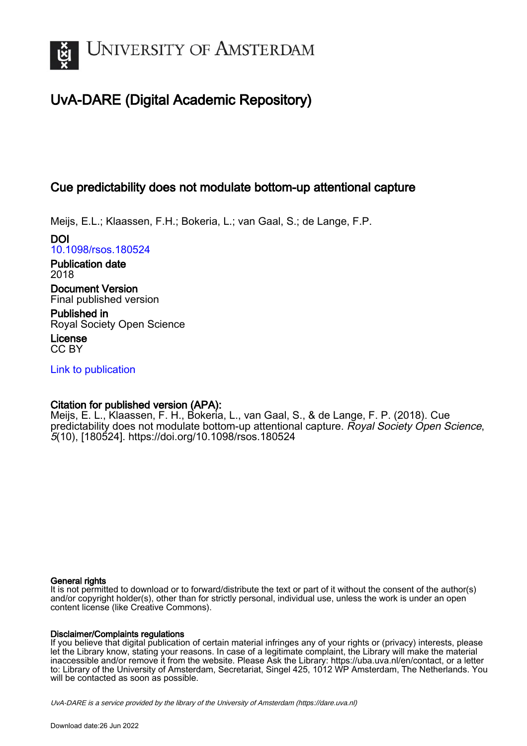# UvA-DARE (Digital Academic Repository)

## Cue predictability does not modulate bottom-up attentional capture

Meijs, E.L.; Klaassen, F.H.; Bokeria, L.; van Gaal, S.; de Lange, F.P.

**DOI**
10.1098/rsos.180524

**Publication date**
2018

**Document Version**
Final published version

**Published in**
Royal Society Open Science

**License**
CC BY

Link to publication

**Citation for published version (APA):**
Meijs, E. L., Klaassen, F. H., Bokeria, L., van Gaal, S., & de Lange, F. P. (2018). Cue predictability does not modulate bottom-up attentional capture. *Royal Society Open Science*, *5*(10), [180524]. https://doi.org/10.1098/rsos.180524

**General rights**
It is not permitted to download or to forward/distribute the text or part of it without the consent of the author(s) and/or copyright holder(s), other than for strictly personal, individual use, unless the work is under an open content license (like Creative Commons).

**Disclaimer/Complaints regulations**
If you believe that digital publication of certain material infringes any of your rights or (privacy) interests, please let the Library know, stating your reasons. In case of a legitimate complaint, the Library will make the material inaccessible and/or remove it from the website. Please Ask the Library: https://uba.uva.nl/en/contact, or a letter to: Library of the University of Amsterdam, Secretariat, Singel 425, 1012 WP Amsterdam, The Netherlands. You will be contacted as soon as possible.

*UvA-DARE is a service provided by the library of the University of Amsterdam (https://dare.uva.nl)*

Download date:26 Jun 2022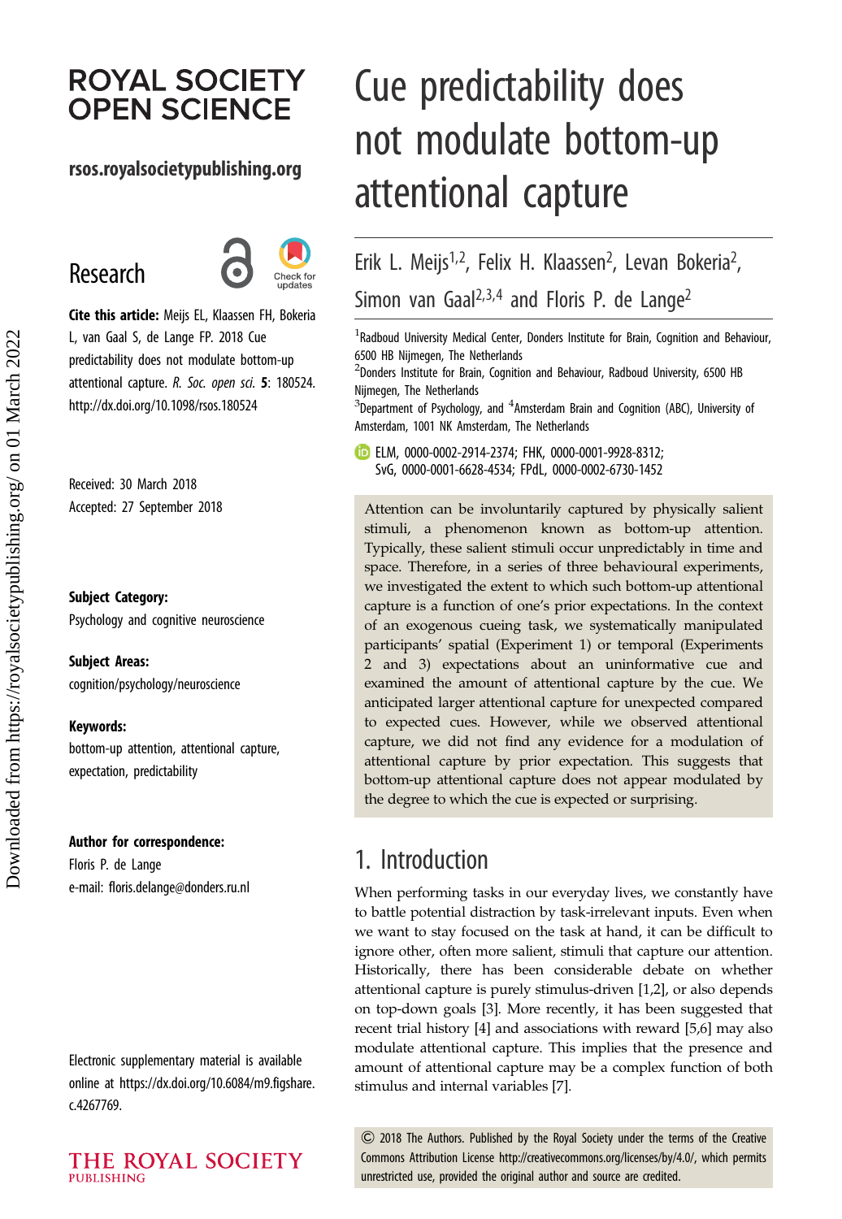# ROYAL SOCIETY OPEN SCIENCE

**rsos.royalsocietypublishing.org**

## Research

**Cite this article:** Meijs EL, Klaassen FH, Bokeria L, van Gaal S, de Lange FP. 2018 Cue predictability does not modulate bottom-up attentional capture. *R. Soc. open sci.* **5**: 180524. http://dx.doi.org/10.1098/rsos.180524

Received: 30 March 2018
Accepted: 27 September 2018

**Subject Category:**
Psychology and cognitive neuroscience

**Subject Areas:**
cognition/psychology/neuroscience

**Keywords:**
bottom-up attention, attentional capture, expectation, predictability

**Author for correspondence:**
Floris P. de Lange
e-mail: floris.delange@donders.ru.nl

Electronic supplementary material is available online at https://dx.doi.org/10.6084/m9.figshare.c.4267769.

# Cue predictability does not modulate bottom-up attentional capture

Erik L. Meijs[1,2], Felix H. Klaassen[2], Levan Bokeria[2], Simon van Gaal[2,3,4] and Floris P. de Lange[2]

[1]Radboud University Medical Center, Donders Institute for Brain, Cognition and Behaviour, 6500 HB Nijmegen, The Netherlands
[2]Donders Institute for Brain, Cognition and Behaviour, Radboud University, 6500 HB Nijmegen, The Netherlands
[3]Department of Psychology, and [4]Amsterdam Brain and Cognition (ABC), University of Amsterdam, 1001 NK Amsterdam, The Netherlands

ELM, 0000-0002-2914-2374; FHK, 0000-0001-9928-8312; SvG, 0000-0001-6628-4534; FPdL, 0000-0002-6730-1452

Attention can be involuntarily captured by physically salient stimuli, a phenomenon known as bottom-up attention. Typically, these salient stimuli occur unpredictably in time and space. Therefore, in a series of three behavioural experiments, we investigated the extent to which such bottom-up attentional capture is a function of one's prior expectations. In the context of an exogenous cueing task, we systematically manipulated participants' spatial (Experiment 1) or temporal (Experiments 2 and 3) expectations about an uninformative cue and examined the amount of attentional capture by the cue. We anticipated larger attentional capture for unexpected compared to expected cues. However, while we observed attentional capture, we did not find any evidence for a modulation of attentional capture by prior expectation. This suggests that bottom-up attentional capture does not appear modulated by the degree to which the cue is expected or surprising.

## 1. Introduction

When performing tasks in our everyday lives, we constantly have to battle potential distraction by task-irrelevant inputs. Even when we want to stay focused on the task at hand, it can be difficult to ignore other, often more salient, stimuli that capture our attention. Historically, there has been considerable debate on whether attentional capture is purely stimulus-driven [1,2], or also depends on top-down goals [3]. More recently, it has been suggested that recent trial history [4] and associations with reward [5,6] may also modulate attentional capture. This implies that the presence and amount of attentional capture may be a complex function of both stimulus and internal variables [7].

© 2018 The Authors. Published by the Royal Society under the terms of the Creative Commons Attribution License http://creativecommons.org/licenses/by/4.0/, which permits unrestricted use, provided the original author and source are credited.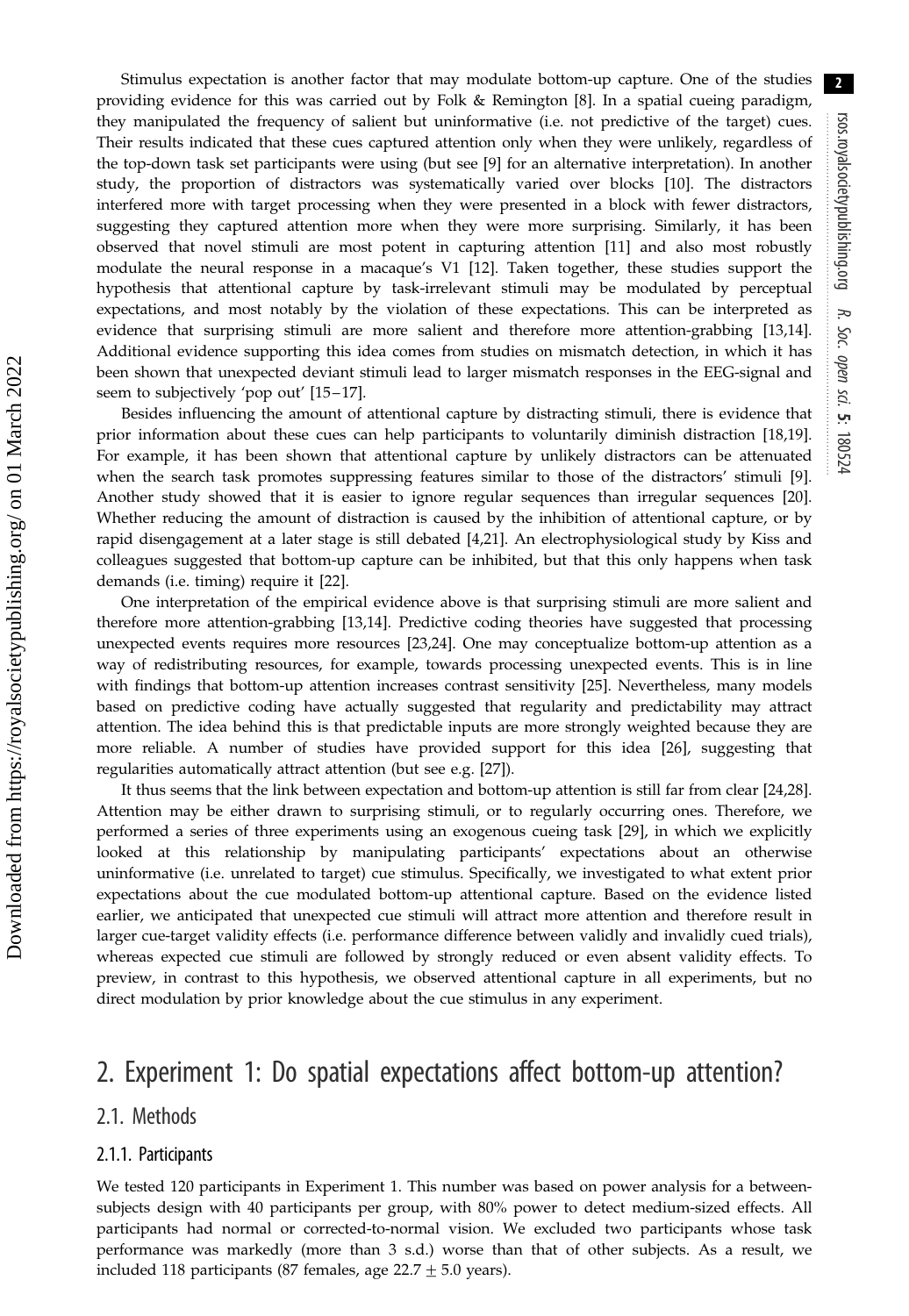Stimulus expectation is another factor that may modulate bottom-up capture. One of the studies providing evidence for this was carried out by Folk & Remington [8]. In a spatial cueing paradigm, they manipulated the frequency of salient but uninformative (i.e. not predictive of the target) cues. Their results indicated that these cues captured attention only when they were unlikely, regardless of the top-down task set participants were using (but see [9] for an alternative interpretation). In another study, the proportion of distractors was systematically varied over blocks [10]. The distractors interfered more with target processing when they were presented in a block with fewer distractors, suggesting they captured attention more when they were more surprising. Similarly, it has been observed that novel stimuli are most potent in capturing attention [11] and also most robustly modulate the neural response in a macaque's V1 [12]. Taken together, these studies support the hypothesis that attentional capture by task-irrelevant stimuli may be modulated by perceptual expectations, and most notably by the violation of these expectations. This can be interpreted as evidence that surprising stimuli are more salient and therefore more attention-grabbing [13,14]. Additional evidence supporting this idea comes from studies on mismatch detection, in which it has been shown that unexpected deviant stimuli lead to larger mismatch responses in the EEG-signal and seem to subjectively 'pop out' [15–17].

Besides influencing the amount of attentional capture by distracting stimuli, there is evidence that prior information about these cues can help participants to voluntarily diminish distraction [18,19]. For example, it has been shown that attentional capture by unlikely distractors can be attenuated when the search task promotes suppressing features similar to those of the distractors' stimuli [9]. Another study showed that it is easier to ignore regular sequences than irregular sequences [20]. Whether reducing the amount of distraction is caused by the inhibition of attentional capture, or by rapid disengagement at a later stage is still debated [4,21]. An electrophysiological study by Kiss and colleagues suggested that bottom-up capture can be inhibited, but that this only happens when task demands (i.e. timing) require it [22].

One interpretation of the empirical evidence above is that surprising stimuli are more salient and therefore more attention-grabbing [13,14]. Predictive coding theories have suggested that processing unexpected events requires more resources [23,24]. One may conceptualize bottom-up attention as a way of redistributing resources, for example, towards processing unexpected events. This is in line with findings that bottom-up attention increases contrast sensitivity [25]. Nevertheless, many models based on predictive coding have actually suggested that regularity and predictability may attract attention. The idea behind this is that predictable inputs are more strongly weighted because they are more reliable. A number of studies have provided support for this idea [26], suggesting that regularities automatically attract attention (but see e.g. [27]).

It thus seems that the link between expectation and bottom-up attention is still far from clear [24,28]. Attention may be either drawn to surprising stimuli, or to regularly occurring ones. Therefore, we performed a series of three experiments using an exogenous cueing task [29], in which we explicitly looked at this relationship by manipulating participants' expectations about an otherwise uninformative (i.e. unrelated to target) cue stimulus. Specifically, we investigated to what extent prior expectations about the cue modulated bottom-up attentional capture. Based on the evidence listed earlier, we anticipated that unexpected cue stimuli will attract more attention and therefore result in larger cue-target validity effects (i.e. performance difference between validly and invalidly cued trials), whereas expected cue stimuli are followed by strongly reduced or even absent validity effects. To preview, in contrast to this hypothesis, we observed attentional capture in all experiments, but no direct modulation by prior knowledge about the cue stimulus in any experiment.

# 2. Experiment 1: Do spatial expectations affect bottom-up attention?

## 2.1. Methods

### 2.1.1. Participants

We tested 120 participants in Experiment 1. This number was based on power analysis for a between-subjects design with 40 participants per group, with 80% power to detect medium-sized effects. All participants had normal or corrected-to-normal vision. We excluded two participants whose task performance was markedly (more than 3 s.d.) worse than that of other subjects. As a result, we included 118 participants (87 females, age $22.7 \pm 5.0$ years).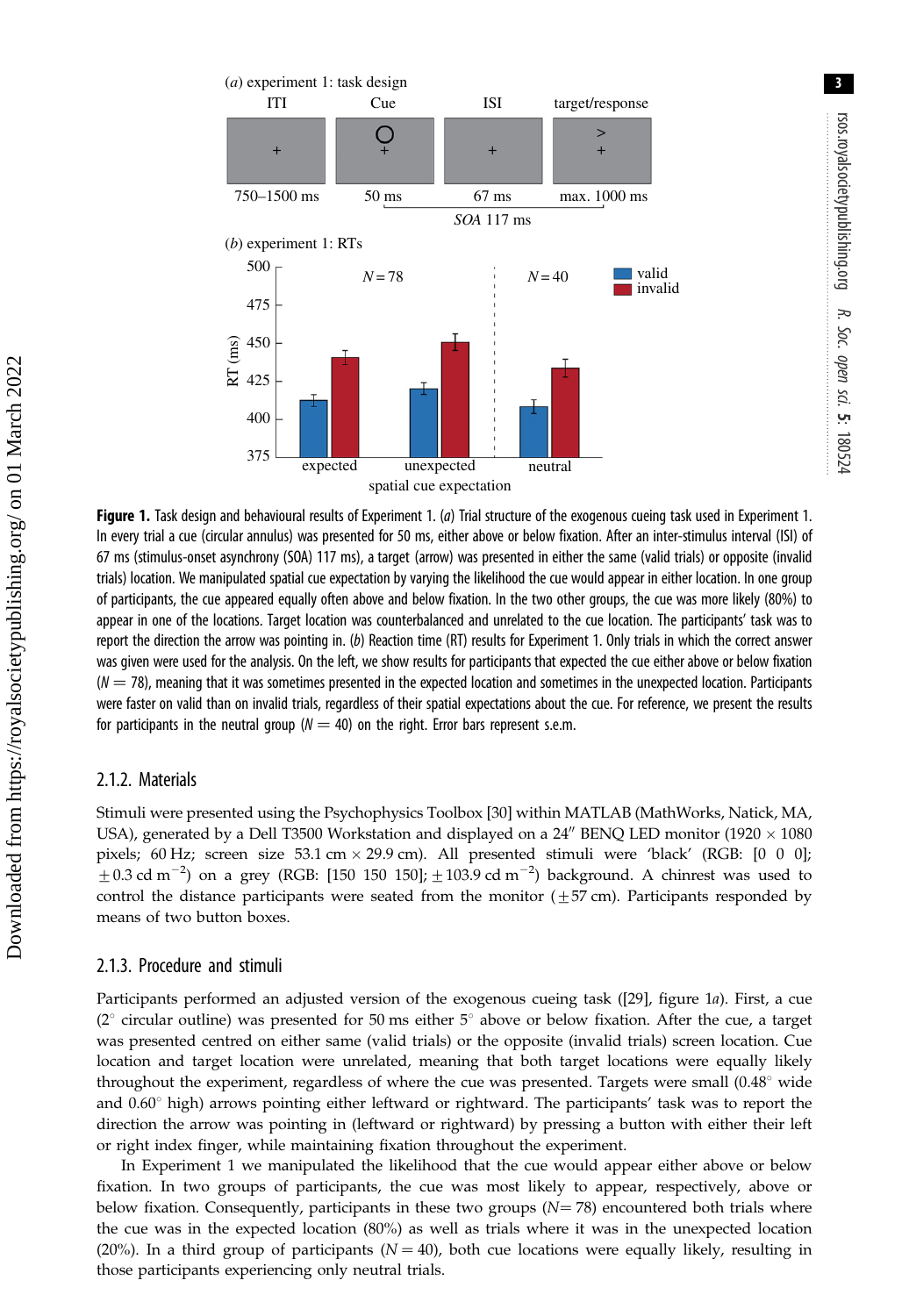**Figure 1.** Task design and behavioural results of Experiment 1. (*a*) Trial structure of the exogenous cueing task used in Experiment 1. In every trial a cue (circular annulus) was presented for 50 ms, either above or below fixation. After an inter-stimulus interval (ISI) of 67 ms (stimulus-onset asynchrony (SOA) 117 ms), a target (arrow) was presented in either the same (valid trials) or opposite (invalid trials) location. We manipulated spatial cue expectation by varying the likelihood the cue would appear in either location. In one group of participants, the cue appeared equally often above and below fixation. In the two other groups, the cue was more likely (80%) to appear in one of the locations. Target location was counterbalanced and unrelated to the cue location. The participants' task was to report the direction the arrow was pointing in. (*b*) Reaction time (RT) results for Experiment 1. Only trials in which the correct answer was given were used for the analysis. On the left, we show results for participants that expected the cue either above or below fixation ($N = 78$), meaning that it was sometimes presented in the expected location and sometimes in the unexpected location. Participants were faster on valid than on invalid trials, regardless of their spatial expectations about the cue. For reference, we present the results for participants in the neutral group ($N = 40$) on the right. Error bars represent s.e.m.

### 2.1.2. Materials

Stimuli were presented using the Psychophysics Toolbox [30] within MATLAB (MathWorks, Natick, MA, USA), generated by a Dell T3500 Workstation and displayed on a 24″ BENQ LED monitor (1920 × 1080 pixels; 60 Hz; screen size 53.1 cm × 29.9 cm). All presented stimuli were 'black' (RGB: [0 0 0]; $\pm 0.3$ cd m$^{-2}$) on a grey (RGB: [150 150 150]; $\pm 103.9$ cd m$^{-2}$) background. A chinrest was used to control the distance participants were seated from the monitor ($\pm 57$ cm). Participants responded by means of two button boxes.

### 2.1.3. Procedure and stimuli

Participants performed an adjusted version of the exogenous cueing task ([29], figure 1*a*). First, a cue (2° circular outline) was presented for 50 ms either 5° above or below fixation. After the cue, a target was presented centred on either same (valid trials) or the opposite (invalid trials) screen location. Cue location and target location were unrelated, meaning that both target locations were equally likely throughout the experiment, regardless of where the cue was presented. Targets were small (0.48° wide and 0.60° high) arrows pointing either leftward or rightward. The participants' task was to report the direction the arrow was pointing in (leftward or rightward) by pressing a button with either their left or right index finger, while maintaining fixation throughout the experiment.

In Experiment 1 we manipulated the likelihood that the cue would appear either above or below fixation. In two groups of participants, the cue was most likely to appear, respectively, above or below fixation. Consequently, participants in these two groups ($N = 78$) encountered both trials where the cue was in the expected location (80%) as well as trials where it was in the unexpected location (20%). In a third group of participants ($N = 40$), both cue locations were equally likely, resulting in those participants experiencing only neutral trials.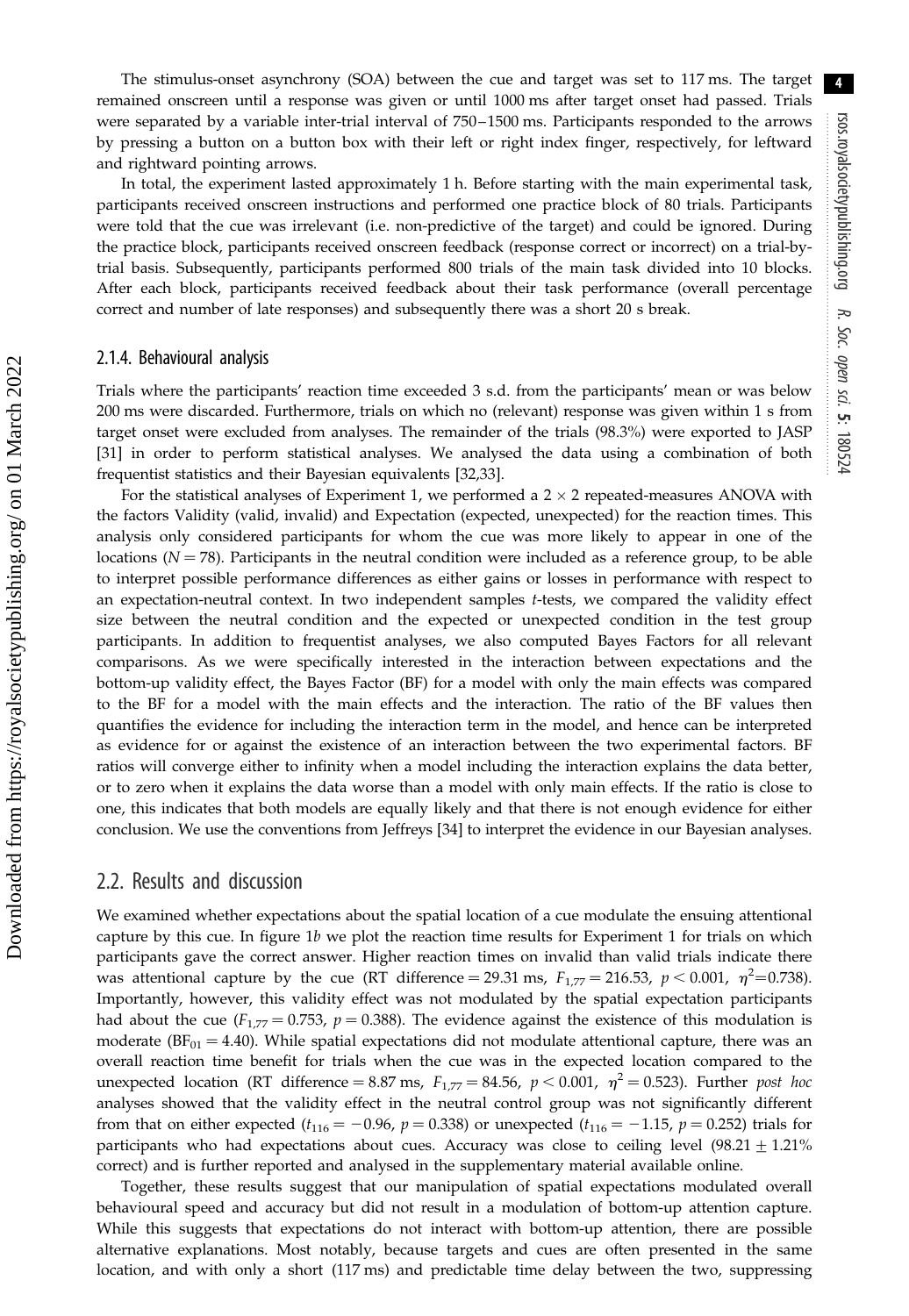The stimulus-onset asynchrony (SOA) between the cue and target was set to 117 ms. The target remained onscreen until a response was given or until 1000 ms after target onset had passed. Trials were separated by a variable inter-trial interval of 750–1500 ms. Participants responded to the arrows by pressing a button on a button box with their left or right index finger, respectively, for leftward and rightward pointing arrows.

In total, the experiment lasted approximately 1 h. Before starting with the main experimental task, participants received onscreen instructions and performed one practice block of 80 trials. Participants were told that the cue was irrelevant (i.e. non-predictive of the target) and could be ignored. During the practice block, participants received onscreen feedback (response correct or incorrect) on a trial-by-trial basis. Subsequently, participants performed 800 trials of the main task divided into 10 blocks. After each block, participants received feedback about their task performance (overall percentage correct and number of late responses) and subsequently there was a short 20 s break.

#### 2.1.4. Behavioural analysis

Trials where the participants' reaction time exceeded 3 s.d. from the participants' mean or was below 200 ms were discarded. Furthermore, trials on which no (relevant) response was given within 1 s from target onset were excluded from analyses. The remainder of the trials (98.3%) were exported to JASP [31] in order to perform statistical analyses. We analysed the data using a combination of both frequentist statistics and their Bayesian equivalents [32,33].

For the statistical analyses of Experiment 1, we performed a $2 \times 2$ repeated-measures ANOVA with the factors Validity (valid, invalid) and Expectation (expected, unexpected) for the reaction times. This analysis only considered participants for whom the cue was more likely to appear in one of the locations ($N = 78$). Participants in the neutral condition were included as a reference group, to be able to interpret possible performance differences as either gains or losses in performance with respect to an expectation-neutral context. In two independent samples $t$-tests, we compared the validity effect size between the neutral condition and the expected or unexpected condition in the test group participants. In addition to frequentist analyses, we also computed Bayes Factors for all relevant comparisons. As we were specifically interested in the interaction between expectations and the bottom-up validity effect, the Bayes Factor (BF) for a model with only the main effects was compared to the BF for a model with the main effects and the interaction. The ratio of the BF values then quantifies the evidence for including the interaction term in the model, and hence can be interpreted as evidence for or against the existence of an interaction between the two experimental factors. BF ratios will converge either to infinity when a model including the interaction explains the data better, or to zero when it explains the data worse than a model with only main effects. If the ratio is close to one, this indicates that both models are equally likely and that there is not enough evidence for either conclusion. We use the conventions from Jeffreys [34] to interpret the evidence in our Bayesian analyses.

## 2.2. Results and discussion

We examined whether expectations about the spatial location of a cue modulate the ensuing attentional capture by this cue. In figure 1*b* we plot the reaction time results for Experiment 1 for trials on which participants gave the correct answer. Higher reaction times on invalid than valid trials indicate there was attentional capture by the cue (RT difference = 29.31 ms, $F_{1,77} = 216.53$, $p < 0.001$, $\eta^2 = 0.738$). Importantly, however, this validity effect was not modulated by the spatial expectation participants had about the cue ($F_{1,77} = 0.753$, $p = 0.388$). The evidence against the existence of this modulation is moderate ($BF_{01} = 4.40$). While spatial expectations did not modulate attentional capture, there was an overall reaction time benefit for trials when the cue was in the expected location compared to the unexpected location (RT difference = 8.87 ms, $F_{1,77} = 84.56$, $p < 0.001$, $\eta^2 = 0.523$). Further *post hoc* analyses showed that the validity effect in the neutral control group was not significantly different from that on either expected ($t_{116} = -0.96$, $p = 0.338$) or unexpected ($t_{116} = -1.15$, $p = 0.252$) trials for participants who had expectations about cues. Accuracy was close to ceiling level ($98.21 \pm 1.21$% correct) and is further reported and analysed in the supplementary material available online.

Together, these results suggest that our manipulation of spatial expectations modulated overall behavioural speed and accuracy but did not result in a modulation of bottom-up attention capture. While this suggests that expectations do not interact with bottom-up attention, there are possible alternative explanations. Most notably, because targets and cues are often presented in the same location, and with only a short (117 ms) and predictable time delay between the two, suppressing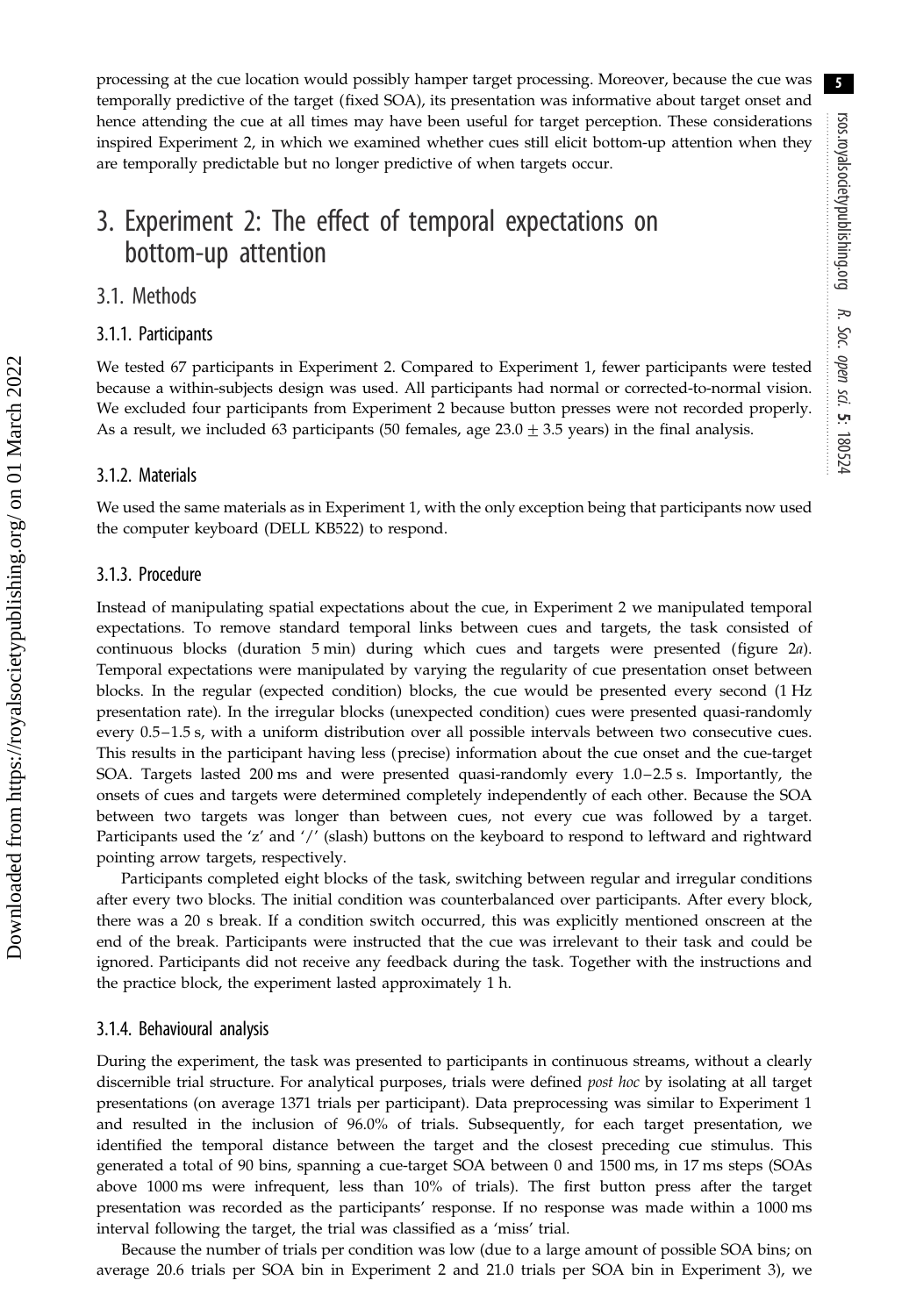processing at the cue location would possibly hamper target processing. Moreover, because the cue was temporally predictive of the target (fixed SOA), its presentation was informative about target onset and hence attending the cue at all times may have been useful for target perception. These considerations inspired Experiment 2, in which we examined whether cues still elicit bottom-up attention when they are temporally predictable but no longer predictive of when targets occur.

# 3. Experiment 2: The effect of temporal expectations on bottom-up attention

## 3.1. Methods

### 3.1.1. Participants

We tested 67 participants in Experiment 2. Compared to Experiment 1, fewer participants were tested because a within-subjects design was used. All participants had normal or corrected-to-normal vision. We excluded four participants from Experiment 2 because button presses were not recorded properly. As a result, we included 63 participants (50 females, age $23.0 \pm 3.5$ years) in the final analysis.

### 3.1.2. Materials

We used the same materials as in Experiment 1, with the only exception being that participants now used the computer keyboard (DELL KB522) to respond.

### 3.1.3. Procedure

Instead of manipulating spatial expectations about the cue, in Experiment 2 we manipulated temporal expectations. To remove standard temporal links between cues and targets, the task consisted of continuous blocks (duration 5 min) during which cues and targets were presented (figure 2*a*). Temporal expectations were manipulated by varying the regularity of cue presentation onset between blocks. In the regular (expected condition) blocks, the cue would be presented every second (1 Hz presentation rate). In the irregular blocks (unexpected condition) cues were presented quasi-randomly every 0.5–1.5 s, with a uniform distribution over all possible intervals between two consecutive cues. This results in the participant having less (precise) information about the cue onset and the cue-target SOA. Targets lasted 200 ms and were presented quasi-randomly every 1.0–2.5 s. Importantly, the onsets of cues and targets were determined completely independently of each other. Because the SOA between two targets was longer than between cues, not every cue was followed by a target. Participants used the 'z' and '/' (slash) buttons on the keyboard to respond to leftward and rightward pointing arrow targets, respectively.

Participants completed eight blocks of the task, switching between regular and irregular conditions after every two blocks. The initial condition was counterbalanced over participants. After every block, there was a 20 s break. If a condition switch occurred, this was explicitly mentioned onscreen at the end of the break. Participants were instructed that the cue was irrelevant to their task and could be ignored. Participants did not receive any feedback during the task. Together with the instructions and the practice block, the experiment lasted approximately 1 h.

### 3.1.4. Behavioural analysis

During the experiment, the task was presented to participants in continuous streams, without a clearly discernible trial structure. For analytical purposes, trials were defined *post hoc* by isolating at all target presentations (on average 1371 trials per participant). Data preprocessing was similar to Experiment 1 and resulted in the inclusion of 96.0% of trials. Subsequently, for each target presentation, we identified the temporal distance between the target and the closest preceding cue stimulus. This generated a total of 90 bins, spanning a cue-target SOA between 0 and 1500 ms, in 17 ms steps (SOAs above 1000 ms were infrequent, less than 10% of trials). The first button press after the target presentation was recorded as the participants' response. If no response was made within a 1000 ms interval following the target, the trial was classified as a 'miss' trial.

Because the number of trials per condition was low (due to a large amount of possible SOA bins; on average 20.6 trials per SOA bin in Experiment 2 and 21.0 trials per SOA bin in Experiment 3), we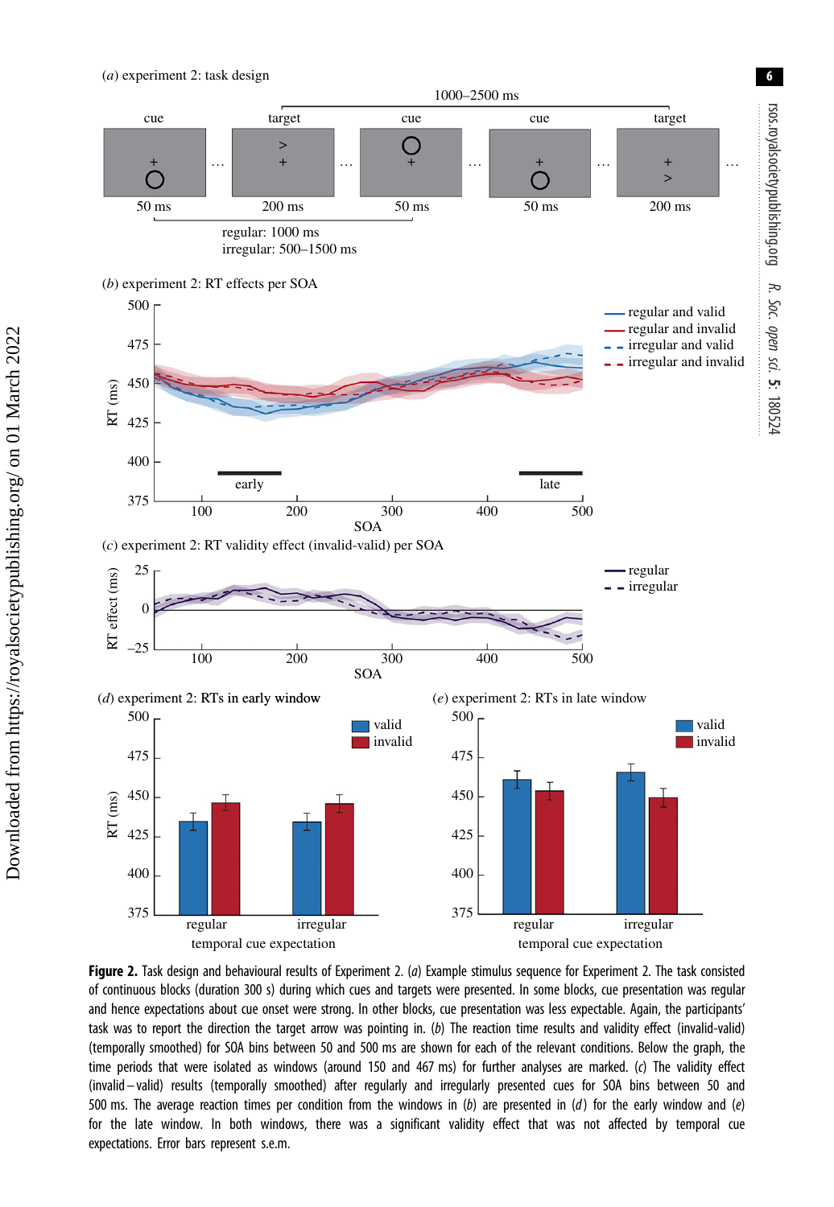**Figure 2.** Task design and behavioural results of Experiment 2. (*a*) Example stimulus sequence for Experiment 2. The task consisted of continuous blocks (duration 300 s) during which cues and targets were presented. In some blocks, cue presentation was regular and hence expectations about cue onset were strong. In other blocks, cue presentation was less expectable. Again, the participants' task was to report the direction the target arrow was pointing in. (*b*) The reaction time results and validity effect (invalid-valid) (temporally smoothed) for SOA bins between 50 and 500 ms are shown for each of the relevant conditions. Below the graph, the time periods that were isolated as windows (around 150 and 467 ms) for further analyses are marked. (*c*) The validity effect (invalid – valid) results (temporally smoothed) after regularly and irregularly presented cues for SOA bins between 50 and 500 ms. The average reaction times per condition from the windows in (*b*) are presented in (*d*) for the early window and (*e*) for the late window. In both windows, there was a significant validity effect that was not affected by temporal cue expectations. Error bars represent s.e.m.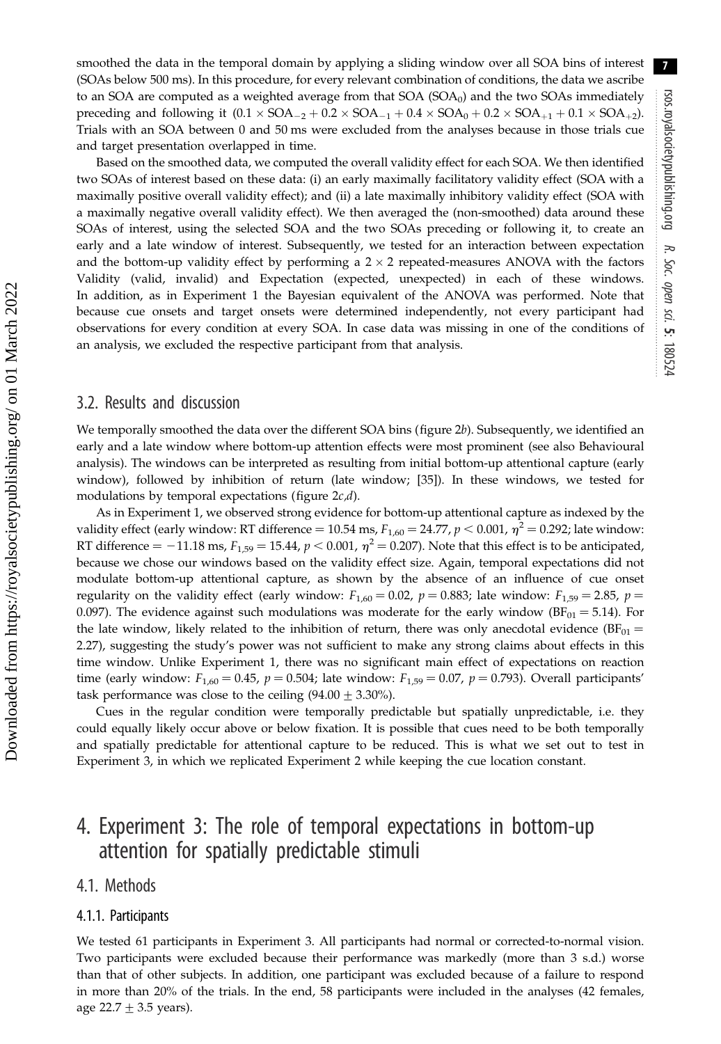smoothed the data in the temporal domain by applying a sliding window over all SOA bins of interest (SOAs below 500 ms). In this procedure, for every relevant combination of conditions, the data we ascribe to an SOA are computed as a weighted average from that SOA ($SOA_0$) and the two SOAs immediately preceding and following it ($0.1 \times SOA_{-2} + 0.2 \times SOA_{-1} + 0.4 \times SOA_0 + 0.2 \times SOA_{+1} + 0.1 \times SOA_{+2}$). Trials with an SOA between 0 and 50 ms were excluded from the analyses because in those trials cue and target presentation overlapped in time.

Based on the smoothed data, we computed the overall validity effect for each SOA. We then identified two SOAs of interest based on these data: (i) an early maximally facilitatory validity effect (SOA with a maximally positive overall validity effect); and (ii) a late maximally inhibitory validity effect (SOA with a maximally negative overall validity effect). We then averaged the (non-smoothed) data around these SOAs of interest, using the selected SOA and the two SOAs preceding or following it, to create an early and a late window of interest. Subsequently, we tested for an interaction between expectation and the bottom-up validity effect by performing a $2 \times 2$ repeated-measures ANOVA with the factors Validity (valid, invalid) and Expectation (expected, unexpected) in each of these windows. In addition, as in Experiment 1 the Bayesian equivalent of the ANOVA was performed. Note that because cue onsets and target onsets were determined independently, not every participant had observations for every condition at every SOA. In case data was missing in one of the conditions of an analysis, we excluded the respective participant from that analysis.

## 3.2. Results and discussion

We temporally smoothed the data over the different SOA bins (figure 2*b*). Subsequently, we identified an early and a late window where bottom-up attention effects were most prominent (see also Behavioural analysis). The windows can be interpreted as resulting from initial bottom-up attentional capture (early window), followed by inhibition of return (late window; [35]). In these windows, we tested for modulations by temporal expectations (figure 2*c*,*d*).

As in Experiment 1, we observed strong evidence for bottom-up attentional capture as indexed by the validity effect (early window: RT difference = 10.54 ms, $F_{1,60} = 24.77$, $p < 0.001$, $\eta^2 = 0.292$; late window: RT difference = −11.18 ms, $F_{1,59} = 15.44$, $p < 0.001$, $\eta^2 = 0.207$). Note that this effect is to be anticipated, because we chose our windows based on the validity effect size. Again, temporal expectations did not modulate bottom-up attentional capture, as shown by the absence of an influence of cue onset regularity on the validity effect (early window: $F_{1,60} = 0.02$, $p = 0.883$; late window: $F_{1,59} = 2.85$, $p = 0.097$). The evidence against such modulations was moderate for the early window ($BF_{01} = 5.14$). For the late window, likely related to the inhibition of return, there was only anecdotal evidence ($BF_{01} = 2.27$), suggesting the study's power was not sufficient to make any strong claims about effects in this time window. Unlike Experiment 1, there was no significant main effect of expectations on reaction time (early window: $F_{1,60} = 0.45$, $p = 0.504$; late window: $F_{1,59} = 0.07$, $p = 0.793$). Overall participants' task performance was close to the ceiling ($94.00 \pm 3.30\%$).

Cues in the regular condition were temporally predictable but spatially unpredictable, i.e. they could equally likely occur above or below fixation. It is possible that cues need to be both temporally and spatially predictable for attentional capture to be reduced. This is what we set out to test in Experiment 3, in which we replicated Experiment 2 while keeping the cue location constant.

# 4. Experiment 3: The role of temporal expectations in bottom-up attention for spatially predictable stimuli

## 4.1. Methods

### 4.1.1. Participants

We tested 61 participants in Experiment 3. All participants had normal or corrected-to-normal vision. Two participants were excluded because their performance was markedly (more than 3 s.d.) worse than that of other subjects. In addition, one participant was excluded because of a failure to respond in more than 20% of the trials. In the end, 58 participants were included in the analyses (42 females, age $22.7 \pm 3.5$ years).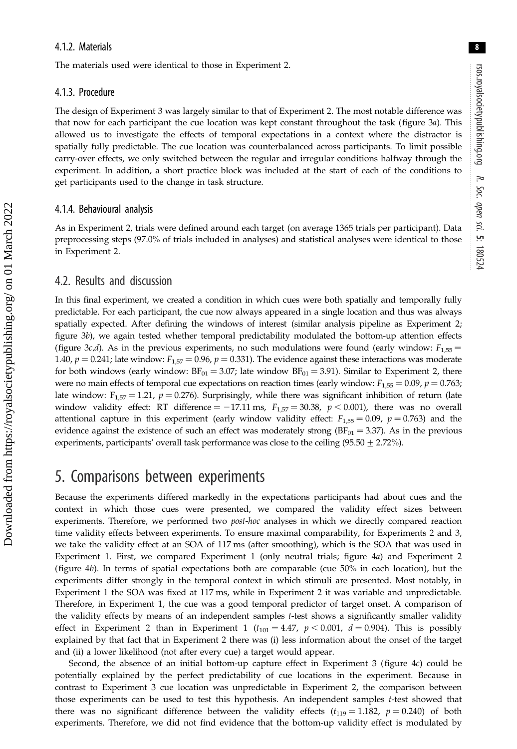#### 4.1.2. Materials

The materials used were identical to those in Experiment 2.

#### 4.1.3. Procedure

The design of Experiment 3 was largely similar to that of Experiment 2. The most notable difference was that now for each participant the cue location was kept constant throughout the task (figure 3*a*). This allowed us to investigate the effects of temporal expectations in a context where the distractor is spatially fully predictable. The cue location was counterbalanced across participants. To limit possible carry-over effects, we only switched between the regular and irregular conditions halfway through the experiment. In addition, a short practice block was included at the start of each of the conditions to get participants used to the change in task structure.

#### 4.1.4. Behavioural analysis

As in Experiment 2, trials were defined around each target (on average 1365 trials per participant). Data preprocessing steps (97.0% of trials included in analyses) and statistical analyses were identical to those in Experiment 2.

### 4.2. Results and discussion

In this final experiment, we created a condition in which cues were both spatially and temporally fully predictable. For each participant, the cue now always appeared in a single location and thus was always spatially expected. After defining the windows of interest (similar analysis pipeline as Experiment 2; figure 3*b*), we again tested whether temporal predictability modulated the bottom-up attention effects (figure 3*c*,*d*). As in the previous experiments, no such modulations were found (early window: $F_{1,55} = 1.40$, $p = 0.241$; late window: $F_{1,57} = 0.96$, $p = 0.331$). The evidence against these interactions was moderate for both windows (early window: $BF_{01} = 3.07$; late window $BF_{01} = 3.91$). Similar to Experiment 2, there were no main effects of temporal cue expectations on reaction times (early window: $F_{1,55} = 0.09$, $p = 0.763$; late window: $F_{1,57} = 1.21$, $p = 0.276$). Surprisingly, while there was significant inhibition of return (late window validity effect: RT difference $= -17.11$ ms, $F_{1,57} = 30.38$, $p < 0.001$), there was no overall attentional capture in this experiment (early window validity effect: $F_{1,55} = 0.09$, $p = 0.763$) and the evidence against the existence of such an effect was moderately strong ($BF_{01} = 3.37$). As in the previous experiments, participants' overall task performance was close to the ceiling ($95.50 \pm 2.72\%$).

## 5. Comparisons between experiments

Because the experiments differed markedly in the expectations participants had about cues and the context in which those cues were presented, we compared the validity effect sizes between experiments. Therefore, we performed two *post-hoc* analyses in which we directly compared reaction time validity effects between experiments. To ensure maximal comparability, for Experiments 2 and 3, we take the validity effect at an SOA of 117 ms (after smoothing), which is the SOA that was used in Experiment 1. First, we compared Experiment 1 (only neutral trials; figure 4*a*) and Experiment 2 (figure 4*b*). In terms of spatial expectations both are comparable (cue 50% in each location), but the experiments differ strongly in the temporal context in which stimuli are presented. Most notably, in Experiment 1 the SOA was fixed at 117 ms, while in Experiment 2 it was variable and unpredictable. Therefore, in Experiment 1, the cue was a good temporal predictor of target onset. A comparison of the validity effects by means of an independent samples *t*-test shows a significantly smaller validity effect in Experiment 2 than in Experiment 1 ($t_{101} = 4.47$, $p < 0.001$, $d = 0.904$). This is possibly explained by that fact that in Experiment 2 there was (i) less information about the onset of the target and (ii) a lower likelihood (not after every cue) a target would appear.

Second, the absence of an initial bottom-up capture effect in Experiment 3 (figure 4*c*) could be potentially explained by the perfect predictability of cue locations in the experiment. Because in contrast to Experiment 3 cue location was unpredictable in Experiment 2, the comparison between those experiments can be used to test this hypothesis. An independent samples *t*-test showed that there was no significant difference between the validity effects ($t_{119} = 1.182$, $p = 0.240$) of both experiments. Therefore, we did not find evidence that the bottom-up validity effect is modulated by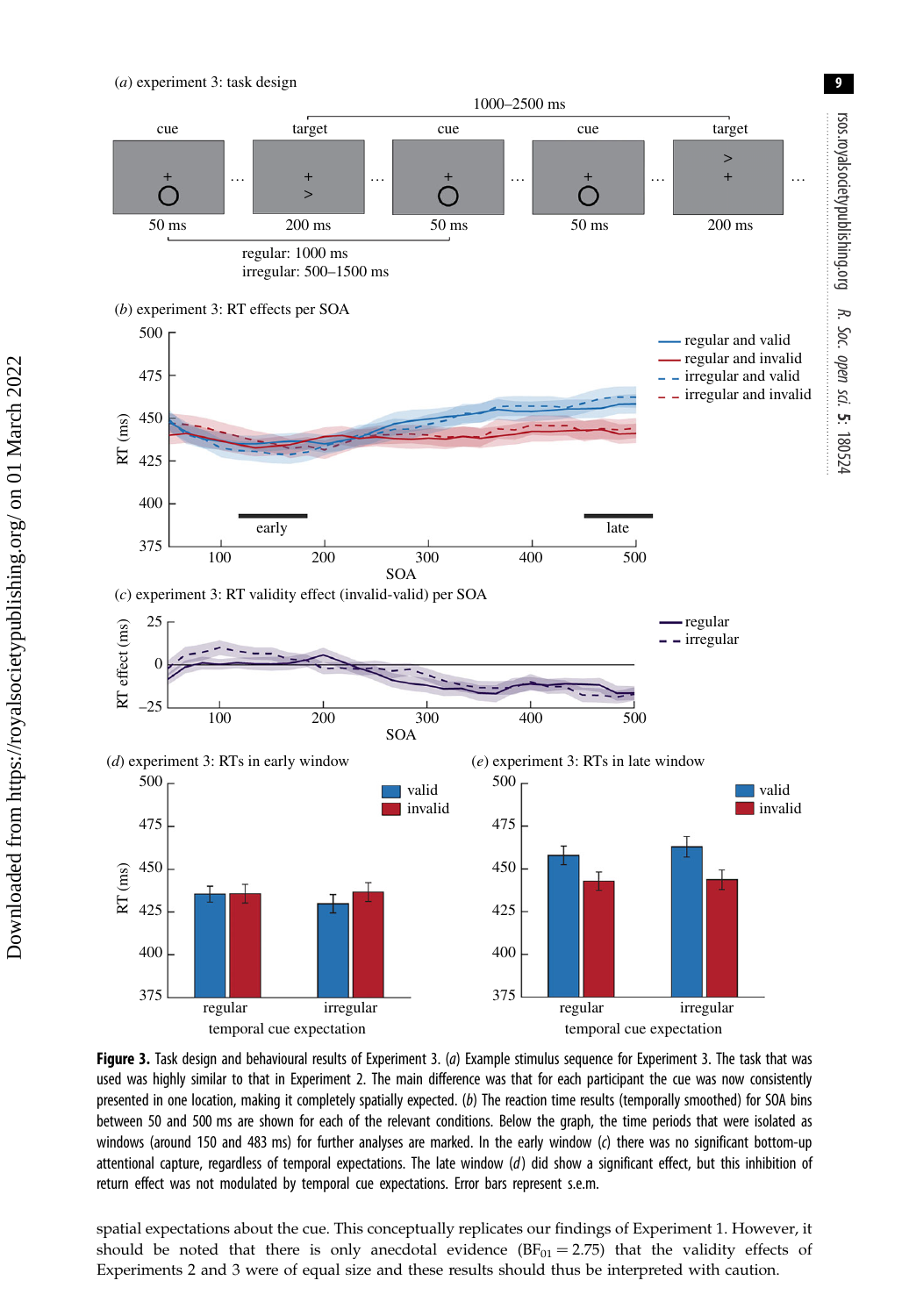**Figure 3.** Task design and behavioural results of Experiment 3. (*a*) Example stimulus sequence for Experiment 3. The task that was used was highly similar to that in Experiment 2. The main difference was that for each participant the cue was now consistently presented in one location, making it completely spatially expected. (*b*) The reaction time results (temporally smoothed) for SOA bins between 50 and 500 ms are shown for each of the relevant conditions. Below the graph, the time periods that were isolated as windows (around 150 and 483 ms) for further analyses are marked. In the early window (*c*) there was no significant bottom-up attentional capture, regardless of temporal expectations. The late window (*d*) did show a significant effect, but this inhibition of return effect was not modulated by temporal cue expectations. Error bars represent s.e.m.

spatial expectations about the cue. This conceptually replicates our findings of Experiment 1. However, it should be noted that there is only anecdotal evidence ($BF_{01} = 2.75$) that the validity effects of Experiments 2 and 3 were of equal size and these results should thus be interpreted with caution.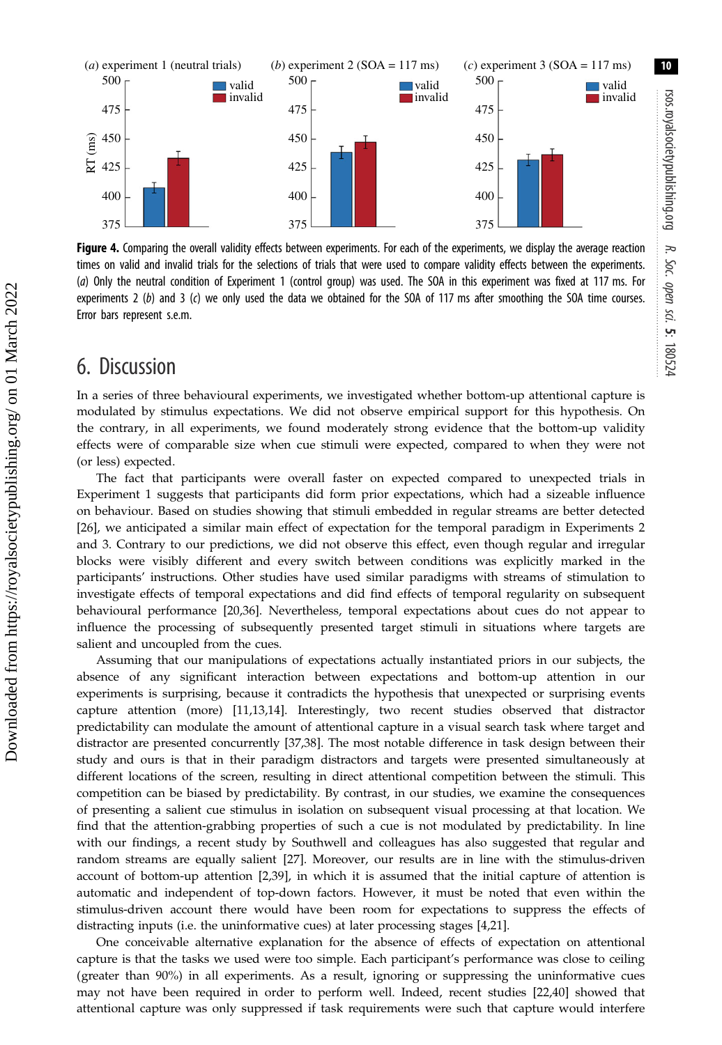**Figure 4.** Comparing the overall validity effects between experiments. For each of the experiments, we display the average reaction times on valid and invalid trials for the selections of trials that were used to compare validity effects between the experiments. (*a*) Only the neutral condition of Experiment 1 (control group) was used. The SOA in this experiment was fixed at 117 ms. For experiments 2 (*b*) and 3 (*c*) we only used the data we obtained for the SOA of 117 ms after smoothing the SOA time courses. Error bars represent s.e.m.

# 6. Discussion

In a series of three behavioural experiments, we investigated whether bottom-up attentional capture is modulated by stimulus expectations. We did not observe empirical support for this hypothesis. On the contrary, in all experiments, we found moderately strong evidence that the bottom-up validity effects were of comparable size when cue stimuli were expected, compared to when they were not (or less) expected.

The fact that participants were overall faster on expected compared to unexpected trials in Experiment 1 suggests that participants did form prior expectations, which had a sizeable influence on behaviour. Based on studies showing that stimuli embedded in regular streams are better detected [26], we anticipated a similar main effect of expectation for the temporal paradigm in Experiments 2 and 3. Contrary to our predictions, we did not observe this effect, even though regular and irregular blocks were visibly different and every switch between conditions was explicitly marked in the participants' instructions. Other studies have used similar paradigms with streams of stimulation to investigate effects of temporal expectations and did find effects of temporal regularity on subsequent behavioural performance [20,36]. Nevertheless, temporal expectations about cues do not appear to influence the processing of subsequently presented target stimuli in situations where targets are salient and uncoupled from the cues.

Assuming that our manipulations of expectations actually instantiated priors in our subjects, the absence of any significant interaction between expectations and bottom-up attention in our experiments is surprising, because it contradicts the hypothesis that unexpected or surprising events capture attention (more) [11,13,14]. Interestingly, two recent studies observed that distractor predictability can modulate the amount of attentional capture in a visual search task where target and distractor are presented concurrently [37,38]. The most notable difference in task design between their study and ours is that in their paradigm distractors and targets were presented simultaneously at different locations of the screen, resulting in direct attentional competition between the stimuli. This competition can be biased by predictability. By contrast, in our studies, we examine the consequences of presenting a salient cue stimulus in isolation on subsequent visual processing at that location. We find that the attention-grabbing properties of such a cue is not modulated by predictability. In line with our findings, a recent study by Southwell and colleagues has also suggested that regular and random streams are equally salient [27]. Moreover, our results are in line with the stimulus-driven account of bottom-up attention [2,39], in which it is assumed that the initial capture of attention is automatic and independent of top-down factors. However, it must be noted that even within the stimulus-driven account there would have been room for expectations to suppress the effects of distracting inputs (i.e. the uninformative cues) at later processing stages [4,21].

One conceivable alternative explanation for the absence of effects of expectation on attentional capture is that the tasks we used were too simple. Each participant's performance was close to ceiling (greater than 90%) in all experiments. As a result, ignoring or suppressing the uninformative cues may not have been required in order to perform well. Indeed, recent studies [22,40] showed that attentional capture was only suppressed if task requirements were such that capture would interfere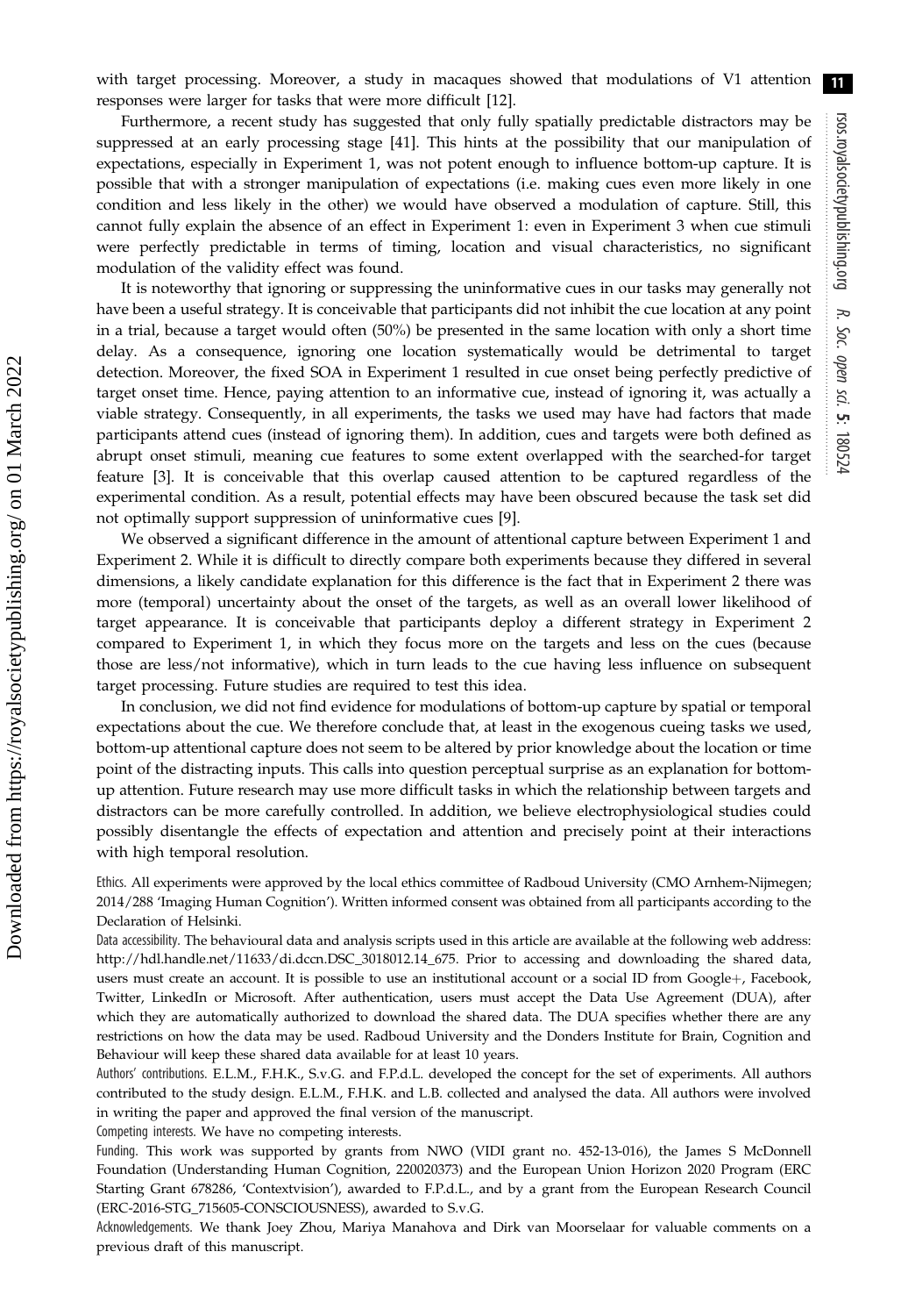with target processing. Moreover, a study in macaques showed that modulations of V1 attention responses were larger for tasks that were more difficult [12].

Furthermore, a recent study has suggested that only fully spatially predictable distractors may be suppressed at an early processing stage [41]. This hints at the possibility that our manipulation of expectations, especially in Experiment 1, was not potent enough to influence bottom-up capture. It is possible that with a stronger manipulation of expectations (i.e. making cues even more likely in one condition and less likely in the other) we would have observed a modulation of capture. Still, this cannot fully explain the absence of an effect in Experiment 1: even in Experiment 3 when cue stimuli were perfectly predictable in terms of timing, location and visual characteristics, no significant modulation of the validity effect was found.

It is noteworthy that ignoring or suppressing the uninformative cues in our tasks may generally not have been a useful strategy. It is conceivable that participants did not inhibit the cue location at any point in a trial, because a target would often (50%) be presented in the same location with only a short time delay. As a consequence, ignoring one location systematically would be detrimental to target detection. Moreover, the fixed SOA in Experiment 1 resulted in cue onset being perfectly predictive of target onset time. Hence, paying attention to an informative cue, instead of ignoring it, was actually a viable strategy. Consequently, in all experiments, the tasks we used may have had factors that made participants attend cues (instead of ignoring them). In addition, cues and targets were both defined as abrupt onset stimuli, meaning cue features to some extent overlapped with the searched-for target feature [3]. It is conceivable that this overlap caused attention to be captured regardless of the experimental condition. As a result, potential effects may have been obscured because the task set did not optimally support suppression of uninformative cues [9].

We observed a significant difference in the amount of attentional capture between Experiment 1 and Experiment 2. While it is difficult to directly compare both experiments because they differed in several dimensions, a likely candidate explanation for this difference is the fact that in Experiment 2 there was more (temporal) uncertainty about the onset of the targets, as well as an overall lower likelihood of target appearance. It is conceivable that participants deploy a different strategy in Experiment 2 compared to Experiment 1, in which they focus more on the targets and less on the cues (because those are less/not informative), which in turn leads to the cue having less influence on subsequent target processing. Future studies are required to test this idea.

In conclusion, we did not find evidence for modulations of bottom-up capture by spatial or temporal expectations about the cue. We therefore conclude that, at least in the exogenous cueing tasks we used, bottom-up attentional capture does not seem to be altered by prior knowledge about the location or time point of the distracting inputs. This calls into question perceptual surprise as an explanation for bottom-up attention. Future research may use more difficult tasks in which the relationship between targets and distractors can be more carefully controlled. In addition, we believe electrophysiological studies could possibly disentangle the effects of expectation and attention and precisely point at their interactions with high temporal resolution.

Ethics. All experiments were approved by the local ethics committee of Radboud University (CMO Arnhem-Nijmegen; 2014/288 'Imaging Human Cognition'). Written informed consent was obtained from all participants according to the Declaration of Helsinki.

Data accessibility. The behavioural data and analysis scripts used in this article are available at the following web address: http://hdl.handle.net/11633/di.dccn.DSC_3018012.14_675. Prior to accessing and downloading the shared data, users must create an account. It is possible to use an institutional account or a social ID from Google+, Facebook, Twitter, LinkedIn or Microsoft. After authentication, users must accept the Data Use Agreement (DUA), after which they are automatically authorized to download the shared data. The DUA specifies whether there are any restrictions on how the data may be used. Radboud University and the Donders Institute for Brain, Cognition and Behaviour will keep these shared data available for at least 10 years.

Authors' contributions. E.L.M., F.H.K., S.v.G. and F.P.d.L. developed the concept for the set of experiments. All authors contributed to the study design. E.L.M., F.H.K. and L.B. collected and analysed the data. All authors were involved in writing the paper and approved the final version of the manuscript.

Competing interests. We have no competing interests.

Funding. This work was supported by grants from NWO (VIDI grant no. 452-13-016), the James S McDonnell Foundation (Understanding Human Cognition, 220020373) and the European Union Horizon 2020 Program (ERC Starting Grant 678286, 'Contextvision'), awarded to F.P.d.L., and by a grant from the European Research Council (ERC-2016-STG_715605-CONSCIOUSNESS), awarded to S.v.G.

Acknowledgements. We thank Joey Zhou, Mariya Manahova and Dirk van Moorselaar for valuable comments on a previous draft of this manuscript.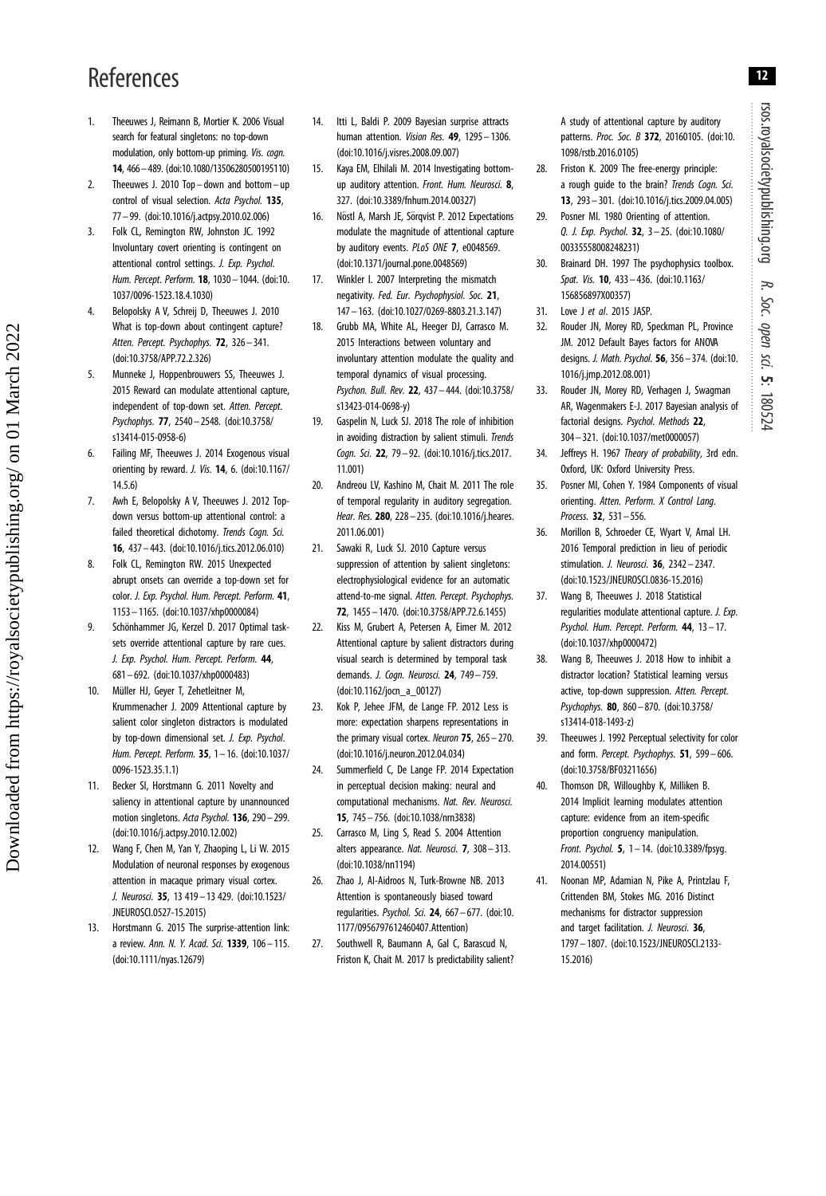# References

1. Theeuwes J, Reimann B, Mortier K. 2006 Visual search for featural singletons: no top-down modulation, only bottom-up priming. *Vis. cogn.* **14**, 466–489. (doi:10.1080/13506280500195110)
2. Theeuwes J. 2010 Top–down and bottom–up control of visual selection. *Acta Psychol.* **135**, 77–99. (doi:10.1016/j.actpsy.2010.02.006)
3. Folk CL, Remington RW, Johnston JC. 1992 Involuntary covert orienting is contingent on attentional control settings. *J. Exp. Psychol. Hum. Percept. Perform.* **18**, 1030–1044. (doi:10.1037/0096-1523.18.4.1030)
4. Belopolsky A V, Schreij D, Theeuwes J. 2010 What is top-down about contingent capture? *Atten. Percept. Psychophys.* **72**, 326–341. (doi:10.3758/APP.72.2.326)
5. Munneke J, Hoppenbrouwers SS, Theeuwes J. 2015 Reward can modulate attentional capture, independent of top-down set. *Atten. Percept. Psychophys.* **77**, 2540–2548. (doi:10.3758/s13414-015-0958-6)
6. Failing MF, Theeuwes J. 2014 Exogenous visual orienting by reward. *J. Vis.* **14**, 6. (doi:10.1167/14.5.6)
7. Awh E, Belopolsky A V, Theeuwes J. 2012 Top-down versus bottom-up attentional control: a failed theoretical dichotomy. *Trends Cogn. Sci.* **16**, 437–443. (doi:10.1016/j.tics.2012.06.010)
8. Folk CL, Remington RW. 2015 Unexpected abrupt onsets can override a top-down set for color. *J. Exp. Psychol. Hum. Percept. Perform.* **41**, 1153–1165. (doi:10.1037/xhp0000084)
9. Schönhammer JG, Kerzel D. 2017 Optimal task-sets override attentional capture by rare cues. *J. Exp. Psychol. Hum. Percept. Perform.* **44**, 681–692. (doi:10.1037/xhp0000483)
10. Müller HJ, Geyer T, Zehetleitner M, Krummenacher J. 2009 Attentional capture by salient color singleton distractors is modulated by top-down dimensional set. *J. Exp. Psychol. Hum. Percept. Perform.* **35**, 1–16. (doi:10.1037/0096-1523.35.1.1)
11. Becker SI, Horstmann G. 2011 Novelty and saliency in attentional capture by unannounced motion singletons. *Acta Psychol.* **136**, 290–299. (doi:10.1016/j.actpsy.2010.12.002)
12. Wang F, Chen M, Yan Y, Zhaoping L, Li W. 2015 Modulation of neuronal responses by exogenous attention in macaque primary visual cortex. *J. Neurosci.* **35**, 13 419–13 429. (doi:10.1523/JNEUROSCI.0527-15.2015)
13. Horstmann G. 2015 The surprise-attention link: a review. *Ann. N. Y. Acad. Sci.* **1339**, 106–115. (doi:10.1111/nyas.12679)
14. Itti L, Baldi P. 2009 Bayesian surprise attracts human attention. *Vision Res.* **49**, 1295–1306. (doi:10.1016/j.visres.2008.09.007)
15. Kaya EM, Elhilali M. 2014 Investigating bottom-up auditory attention. *Front. Hum. Neurosci.* **8**, 327. (doi:10.3389/fnhum.2014.00327)
16. Nöstl A, Marsh JE, Sörqvist P. 2012 Expectations modulate the magnitude of attentional capture by auditory events. *PLoS ONE* **7**, e0048569. (doi:10.1371/journal.pone.0048569)
17. Winkler I. 2007 Interpreting the mismatch negativity. *Fed. Eur. Psychophysiol. Soc.* **21**, 147–163. (doi:10.1027/0269-8803.21.3.147)
18. Grubb MA, White AL, Heeger DJ, Carrasco M. 2015 Interactions between voluntary and involuntary attention modulate the quality and temporal dynamics of visual processing. *Psychon. Bull. Rev.* **22**, 437–444. (doi:10.3758/s13423-014-0698-y)
19. Gaspelin N, Luck SJ. 2018 The role of inhibition in avoiding distraction by salient stimuli. *Trends Cogn. Sci.* **22**, 79–92. (doi:10.1016/j.tics.2017.11.001)
20. Andreou LV, Kashino M, Chait M. 2011 The role of temporal regularity in auditory segregation. *Hear. Res.* **280**, 228–235. (doi:10.1016/j.heares.2011.06.001)
21. Sawaki R, Luck SJ. 2010 Capture versus suppression of attention by salient singletons: electrophysiological evidence for an automatic attend-to-me signal. *Atten. Percept. Psychophys.* **72**, 1455–1470. (doi:10.3758/APP.72.6.1455)
22. Kiss M, Grubert A, Petersen A, Eimer M. 2012 Attentional capture by salient distractors during visual search is determined by temporal task demands. *J. Cogn. Neurosci.* **24**, 749–759. (doi:10.1162/jocn_a_00127)
23. Kok P, Jehee JFM, de Lange FP. 2012 Less is more: expectation sharpens representations in the primary visual cortex. *Neuron* **75**, 265–270. (doi:10.1016/j.neuron.2012.04.034)
24. Summerfield C, De Lange FP. 2014 Expectation in perceptual decision making: neural and computational mechanisms. *Nat. Rev. Neurosci.* **15**, 745–756. (doi:10.1038/nrn3838)
25. Carrasco M, Ling S, Read S. 2004 Attention alters appearance. *Nat. Neurosci.* **7**, 308–313. (doi:10.1038/nn1194)
26. Zhao J, Al-Aidroos N, Turk-Browne NB. 2013 Attention is spontaneously biased toward regularities. *Psychol. Sci.* **24**, 667–677. (doi:10.1177/0956797612460407.Attention)
27. Southwell R, Baumann A, Gal C, Barascud N, Friston K, Chait M. 2017 Is predictability salient? A study of attentional capture by auditory patterns. *Proc. Soc. B* **372**, 20160105. (doi:10.1098/rstb.2016.0105)
28. Friston K. 2009 The free-energy principle: a rough guide to the brain? *Trends Cogn. Sci.* **13**, 293–301. (doi:10.1016/j.tics.2009.04.005)
29. Posner MI. 1980 Orienting of attention. *Q. J. Exp. Psychol.* **32**, 3–25. (doi:10.1080/00335558008248231)
30. Brainard DH. 1997 The psychophysics toolbox. *Spat. Vis.* **10**, 433–436. (doi:10.1163/156856897X00357)
31. Love J *et al*. 2015 JASP.
32. Rouder JN, Morey RD, Speckman PL, Province JM. 2012 Default Bayes factors for ANOVA designs. *J. Math. Psychol.* **56**, 356–374. (doi:10.1016/j.jmp.2012.08.001)
33. Rouder JN, Morey RD, Verhagen J, Swagman AR, Wagenmakers E-J. 2017 Bayesian analysis of factorial designs. *Psychol. Methods* **22**, 304–321. (doi:10.1037/met0000057)
34. Jeffreys H. 1967 *Theory of probability*, 3rd edn. Oxford, UK: Oxford University Press.
35. Posner MI, Cohen Y. 1984 Components of visual orienting. *Atten. Perform. X Control Lang. Process.* **32**, 531–556.
36. Morillon B, Schroeder CE, Wyart V, Arnal LH. 2016 Temporal prediction in lieu of periodic stimulation. *J. Neurosci.* **36**, 2342–2347. (doi:10.1523/JNEUROSCI.0836-15.2016)
37. Wang B, Theeuwes J. 2018 Statistical regularities modulate attentional capture. *J. Exp. Psychol. Hum. Percept. Perform.* **44**, 13–17. (doi:10.1037/xhp0000472)
38. Wang B, Theeuwes J. 2018 How to inhibit a distractor location? Statistical learning versus active, top-down suppression. *Atten. Percept. Psychophys.* **80**, 860–870. (doi:10.3758/s13414-018-1493-z)
39. Theeuwes J. 1992 Perceptual selectivity for color and form. *Percept. Psychophys.* **51**, 599–606. (doi:10.3758/BF03211656)
40. Thomson DR, Willoughby K, Milliken B. 2014 Implicit learning modulates attention capture: evidence from an item-specific proportion congruency manipulation. *Front. Psychol.* **5**, 1–14. (doi:10.3389/fpsyg.2014.00551)
41. Noonan MP, Adamian N, Pike A, Printzlau F, Crittenden BM, Stokes MG. 2016 Distinct mechanisms for distractor suppression and target facilitation. *J. Neurosci.* **36**, 1797–1807. (doi:10.1523/JNEUROSCI.2133-15.2016)